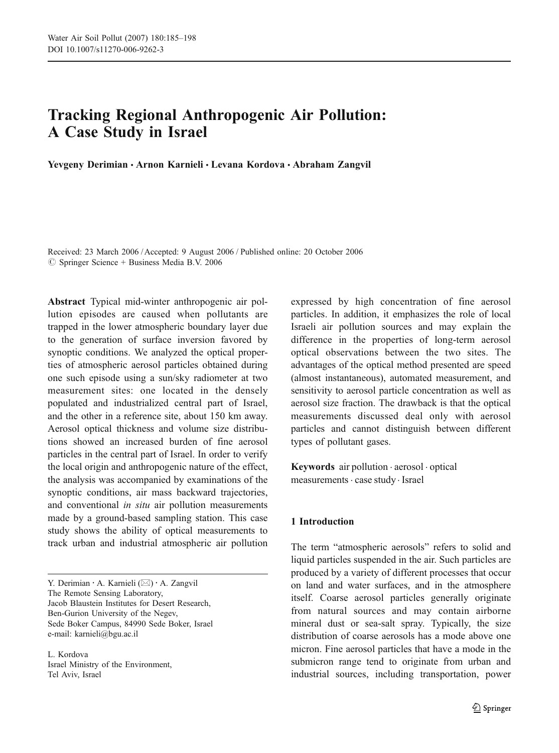# Tracking Regional Anthropogenic Air Pollution: A Case Study in Israel

**Yevgeny Derimian · Arnon Karnieli · Levana Kordova · Abraham Zangvil**

Received: 23 March 2006 / Accepted: 9 August 2006 / Published online: 20 October 2006
© Springer Science + Business Media B.V. 2006

**Abstract** Typical mid-winter anthropogenic air pollution episodes are caused when pollutants are trapped in the lower atmospheric boundary layer due to the generation of surface inversion favored by synoptic conditions. We analyzed the optical properties of atmospheric aerosol particles obtained during one such episode using a sun/sky radiometer at two measurement sites: one located in the densely populated and industrialized central part of Israel, and the other in a reference site, about 150 km away. Aerosol optical thickness and volume size distributions showed an increased burden of fine aerosol particles in the central part of Israel. In order to verify the local origin and anthropogenic nature of the effect, the analysis was accompanied by examinations of the synoptic conditions, air mass backward trajectories, and conventional *in situ* air pollution measurements made by a ground-based sampling station. This case study shows the ability of optical measurements to track urban and industrial atmospheric air pollution expressed by high concentration of fine aerosol particles. In addition, it emphasizes the role of local Israeli air pollution sources and may explain the difference in the properties of long-term aerosol optical observations between the two sites. The advantages of the optical method presented are speed (almost instantaneous), automated measurement, and sensitivity to aerosol particle concentration as well as aerosol size fraction. The drawback is that the optical measurements discussed deal only with aerosol particles and cannot distinguish between different types of pollutant gases.

**Keywords** air pollution · aerosol · optical measurements · case study · Israel

Y. Derimian · A. Karnieli (✉) · A. Zangvil
The Remote Sensing Laboratory,
Jacob Blaustein Institutes for Desert Research,
Ben-Gurion University of the Negev,
Sede Boker Campus, 84990 Sede Boker, Israel
e-mail: karnieli@bgu.ac.il

L. Kordova
Israel Ministry of the Environment,
Tel Aviv, Israel

## 1 Introduction

The term "atmospheric aerosols" refers to solid and liquid particles suspended in the air. Such particles are produced by a variety of different processes that occur on land and water surfaces, and in the atmosphere itself. Coarse aerosol particles generally originate from natural sources and may contain airborne mineral dust or sea-salt spray. Typically, the size distribution of coarse aerosols has a mode above one micron. Fine aerosol particles that have a mode in the submicron range tend to originate from urban and industrial sources, including transportation, power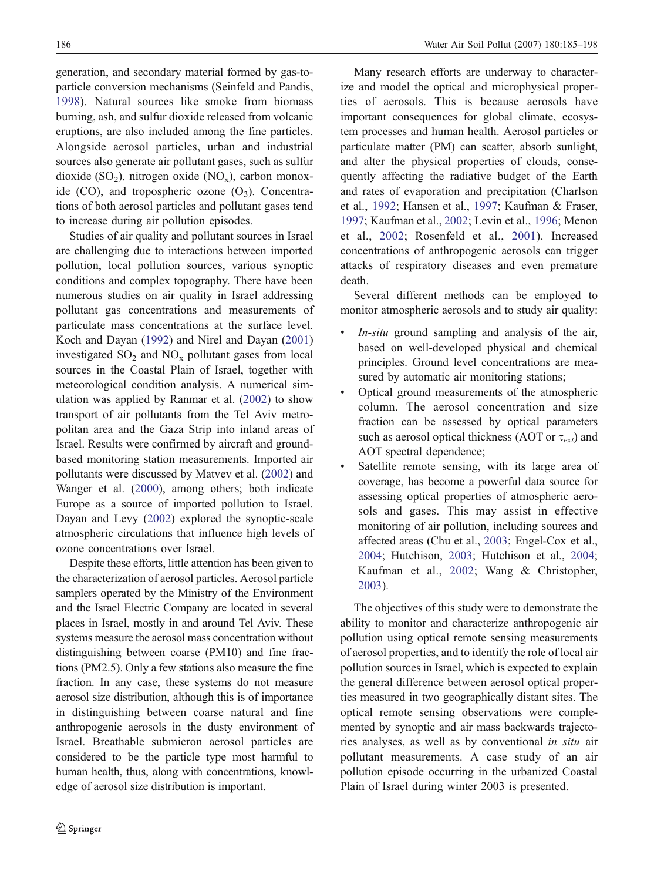generation, and secondary material formed by gas-to-particle conversion mechanisms (Seinfeld and Pandis, 1998). Natural sources like smoke from biomass burning, ash, and sulfur dioxide released from volcanic eruptions, are also included among the fine particles. Alongside aerosol particles, urban and industrial sources also generate air pollutant gases, such as sulfur dioxide ($SO_2$), nitrogen oxide ($NO_x$), carbon monoxide (CO), and tropospheric ozone ($O_3$). Concentrations of both aerosol particles and pollutant gases tend to increase during air pollution episodes.

Studies of air quality and pollutant sources in Israel are challenging due to interactions between imported pollution, local pollution sources, various synoptic conditions and complex topography. There have been numerous studies on air quality in Israel addressing pollutant gas concentrations and measurements of particulate mass concentrations at the surface level. Koch and Dayan (1992) and Nirel and Dayan (2001) investigated $SO_2$ and $NO_x$ pollutant gases from local sources in the Coastal Plain of Israel, together with meteorological condition analysis. A numerical simulation was applied by Ranmar et al. (2002) to show transport of air pollutants from the Tel Aviv metropolitan area and the Gaza Strip into inland areas of Israel. Results were confirmed by aircraft and ground-based monitoring station measurements. Imported air pollutants were discussed by Matvev et al. (2002) and Wanger et al. (2000), among others; both indicate Europe as a source of imported pollution to Israel. Dayan and Levy (2002) explored the synoptic-scale atmospheric circulations that influence high levels of ozone concentrations over Israel.

Despite these efforts, little attention has been given to the characterization of aerosol particles. Aerosol particle samplers operated by the Ministry of the Environment and the Israel Electric Company are located in several places in Israel, mostly in and around Tel Aviv. These systems measure the aerosol mass concentration without distinguishing between coarse (PM10) and fine fractions (PM2.5). Only a few stations also measure the fine fraction. In any case, these systems do not measure aerosol size distribution, although this is of importance in distinguishing between coarse natural and fine anthropogenic aerosols in the dusty environment of Israel. Breathable submicron aerosol particles are considered to be the particle type most harmful to human health, thus, along with concentrations, knowledge of aerosol size distribution is important.

Many research efforts are underway to characterize and model the optical and microphysical properties of aerosols. This is because aerosols have important consequences for global climate, ecosystem processes and human health. Aerosol particles or particulate matter (PM) can scatter, absorb sunlight, and alter the physical properties of clouds, consequently affecting the radiative budget of the Earth and rates of evaporation and precipitation (Charlson et al., 1992; Hansen et al., 1997; Kaufman & Fraser, 1997; Kaufman et al., 2002; Levin et al., 1996; Menon et al., 2002; Rosenfeld et al., 2001). Increased concentrations of anthropogenic aerosols can trigger attacks of respiratory diseases and even premature death.

Several different methods can be employed to monitor atmospheric aerosols and to study air quality:

- *In-situ* ground sampling and analysis of the air, based on well-developed physical and chemical principles. Ground level concentrations are measured by automatic air monitoring stations;
- Optical ground measurements of the atmospheric column. The aerosol concentration and size fraction can be assessed by optical parameters such as aerosol optical thickness (AOT or $\tau_{ext}$) and AOT spectral dependence;
- Satellite remote sensing, with its large area of coverage, has become a powerful data source for assessing optical properties of atmospheric aerosols and gases. This may assist in effective monitoring of air pollution, including sources and affected areas (Chu et al., 2003; Engel-Cox et al., 2004; Hutchison, 2003; Hutchison et al., 2004; Kaufman et al., 2002; Wang & Christopher, 2003).

The objectives of this study were to demonstrate the ability to monitor and characterize anthropogenic air pollution using optical remote sensing measurements of aerosol properties, and to identify the role of local air pollution sources in Israel, which is expected to explain the general difference between aerosol optical properties measured in two geographically distant sites. The optical remote sensing observations were complemented by synoptic and air mass backwards trajectories analyses, as well as by conventional *in situ* air pollutant measurements. A case study of an air pollution episode occurring in the urbanized Coastal Plain of Israel during winter 2003 is presented.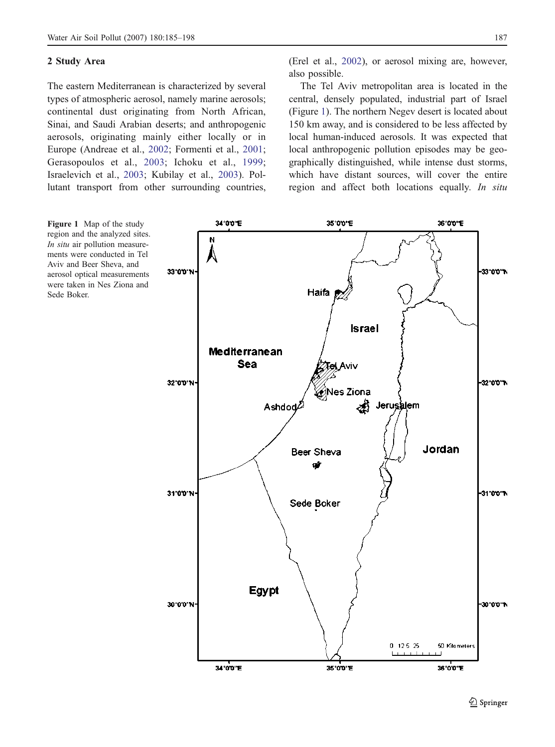## 2 Study Area

The eastern Mediterranean is characterized by several types of atmospheric aerosol, namely marine aerosols; continental dust originating from North African, Sinai, and Saudi Arabian deserts; and anthropogenic aerosols, originating mainly either locally or in Europe (Andreae et al., 2002; Formenti et al., 2001; Gerasopoulos et al., 2003; Ichoku et al., 1999; Israelevich et al., 2003; Kubilay et al., 2003). Pollutant transport from other surrounding countries, (Erel et al., 2002), or aerosol mixing are, however, also possible.

The Tel Aviv metropolitan area is located in the central, densely populated, industrial part of Israel (Figure 1). The northern Negev desert is located about 150 km away, and is considered to be less affected by local human-induced aerosols. It was expected that local anthropogenic pollution episodes may be geographically distinguished, while intense dust storms, which have distant sources, will cover the entire region and affect both locations equally. *In situ*

**Figure 1** Map of the study region and the analyzed sites. *In situ* air pollution measurements were conducted in Tel Aviv and Beer Sheva, and aerosol optical measurements were taken in Nes Ziona and Sede Boker.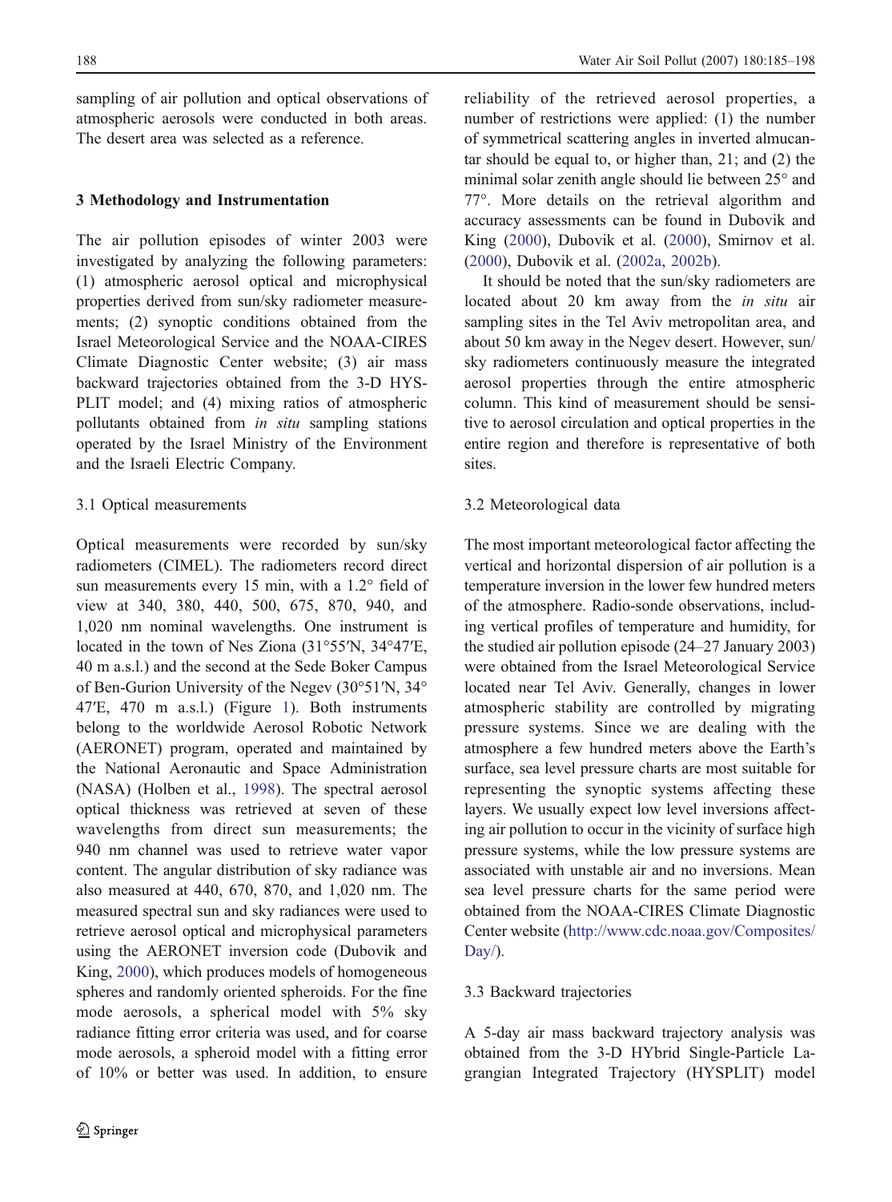sampling of air pollution and optical observations of atmospheric aerosols were conducted in both areas. The desert area was selected as a reference.

## 3 Methodology and Instrumentation

The air pollution episodes of winter 2003 were investigated by analyzing the following parameters: (1) atmospheric aerosol optical and microphysical properties derived from sun/sky radiometer measurements; (2) synoptic conditions obtained from the Israel Meteorological Service and the NOAA-CIRES Climate Diagnostic Center website; (3) air mass backward trajectories obtained from the 3-D HYSPLIT model; and (4) mixing ratios of atmospheric pollutants obtained from *in situ* sampling stations operated by the Israel Ministry of the Environment and the Israeli Electric Company.

### 3.1 Optical measurements

Optical measurements were recorded by sun/sky radiometers (CIMEL). The radiometers record direct sun measurements every 15 min, with a 1.2° field of view at 340, 380, 440, 500, 675, 870, 940, and 1,020 nm nominal wavelengths. One instrument is located in the town of Nes Ziona (31°55′N, 34°47′E, 40 m a.s.l.) and the second at the Sede Boker Campus of Ben-Gurion University of the Negev (30°51′N, 34°47′E, 470 m a.s.l.) (Figure 1). Both instruments belong to the worldwide Aerosol Robotic Network (AERONET) program, operated and maintained by the National Aeronautic and Space Administration (NASA) (Holben et al., 1998). The spectral aerosol optical thickness was retrieved at seven of these wavelengths from direct sun measurements; the 940 nm channel was used to retrieve water vapor content. The angular distribution of sky radiance was also measured at 440, 670, 870, and 1,020 nm. The measured spectral sun and sky radiances were used to retrieve aerosol optical and microphysical parameters using the AERONET inversion code (Dubovik and King, 2000), which produces models of homogeneous spheres and randomly oriented spheroids. For the fine mode aerosols, a spherical model with 5% sky radiance fitting error criteria was used, and for coarse mode aerosols, a spheroid model with a fitting error of 10% or better was used. In addition, to ensure reliability of the retrieved aerosol properties, a number of restrictions were applied: (1) the number of symmetrical scattering angles in inverted almucantar should be equal to, or higher than, 21; and (2) the minimal solar zenith angle should lie between 25° and 77°. More details on the retrieval algorithm and accuracy assessments can be found in Dubovik and King (2000), Dubovik et al. (2000), Smirnov et al. (2000), Dubovik et al. (2002a, 2002b).

It should be noted that the sun/sky radiometers are located about 20 km away from the *in situ* air sampling sites in the Tel Aviv metropolitan area, and about 50 km away in the Negev desert. However, sun/sky radiometers continuously measure the integrated aerosol properties through the entire atmospheric column. This kind of measurement should be sensitive to aerosol circulation and optical properties in the entire region and therefore is representative of both sites.

### 3.2 Meteorological data

The most important meteorological factor affecting the vertical and horizontal dispersion of air pollution is a temperature inversion in the lower few hundred meters of the atmosphere. Radio-sonde observations, including vertical profiles of temperature and humidity, for the studied air pollution episode (24–27 January 2003) were obtained from the Israel Meteorological Service located near Tel Aviv. Generally, changes in lower atmospheric stability are controlled by migrating pressure systems. Since we are dealing with the atmosphere a few hundred meters above the Earth's surface, sea level pressure charts are most suitable for representing the synoptic systems affecting these layers. We usually expect low level inversions affecting air pollution to occur in the vicinity of surface high pressure systems, while the low pressure systems are associated with unstable air and no inversions. Mean sea level pressure charts for the same period were obtained from the NOAA-CIRES Climate Diagnostic Center website (http://www.cdc.noaa.gov/Composites/Day/).

### 3.3 Backward trajectories

A 5-day air mass backward trajectory analysis was obtained from the 3-D HYbrid Single-Particle Lagrangian Integrated Trajectory (HYSPLIT) model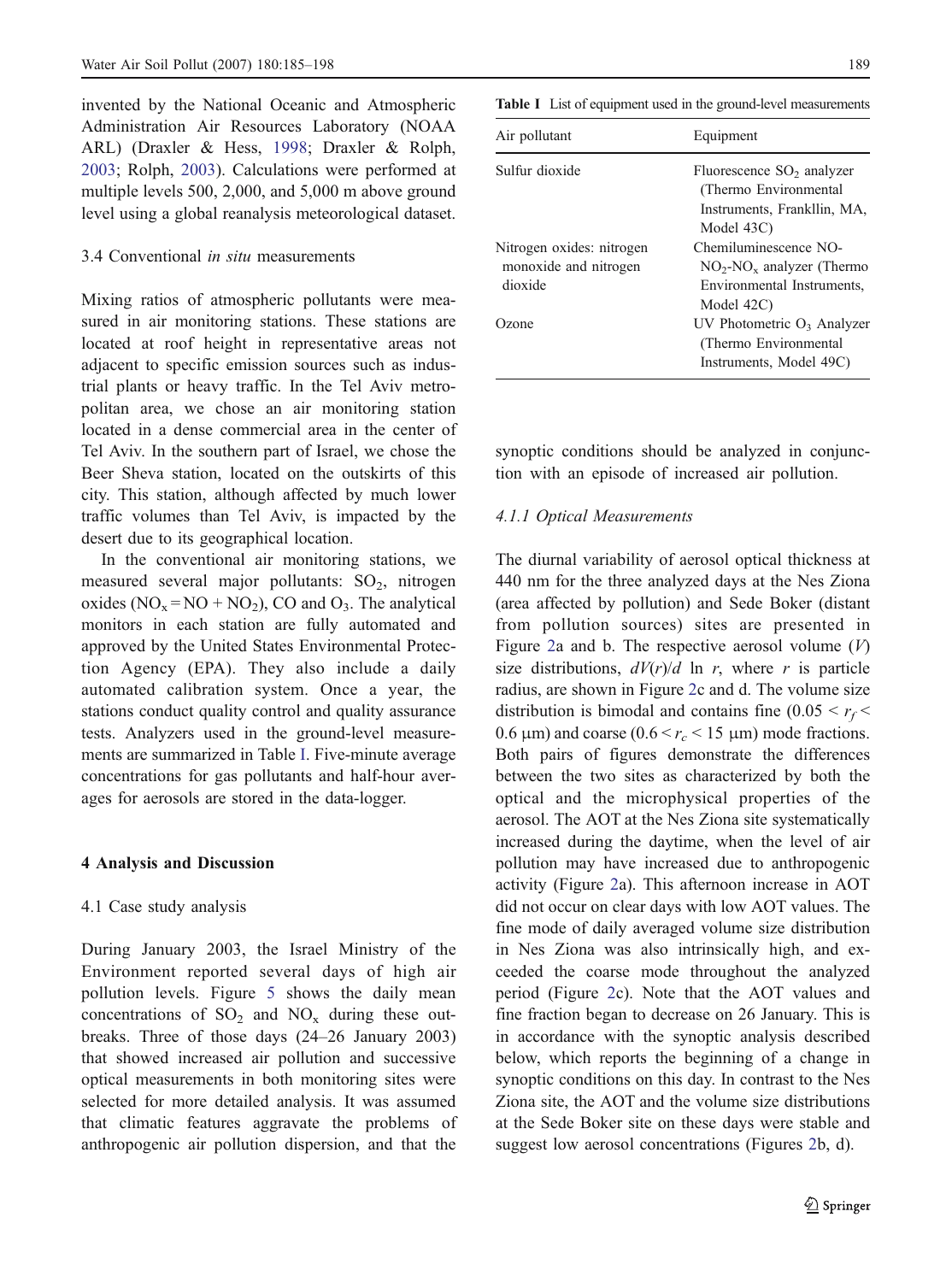invented by the National Oceanic and Atmospheric Administration Air Resources Laboratory (NOAA ARL) (Draxler & Hess, 1998; Draxler & Rolph, 2003; Rolph, 2003). Calculations were performed at multiple levels 500, 2,000, and 5,000 m above ground level using a global reanalysis meteorological dataset.

### 3.4 Conventional *in situ* measurements

Mixing ratios of atmospheric pollutants were measured in air monitoring stations. These stations are located at roof height in representative areas not adjacent to specific emission sources such as industrial plants or heavy traffic. In the Tel Aviv metropolitan area, we chose an air monitoring station located in a dense commercial area in the center of Tel Aviv. In the southern part of Israel, we chose the Beer Sheva station, located on the outskirts of this city. This station, although affected by much lower traffic volumes than Tel Aviv, is impacted by the desert due to its geographical location.

In the conventional air monitoring stations, we measured several major pollutants: $SO_2$, nitrogen oxides ($NO_x = NO + NO_2$), CO and $O_3$. The analytical monitors in each station are fully automated and approved by the United States Environmental Protection Agency (EPA). They also include a daily automated calibration system. Once a year, the stations conduct quality control and quality assurance tests. Analyzers used in the ground-level measurements are summarized in Table I. Five-minute average concentrations for gas pollutants and half-hour averages for aerosols are stored in the data-logger.

**Table I** List of equipment used in the ground-level measurements

| Air pollutant | Equipment |
| --- | --- |
| Sulfur dioxide | Fluorescence $SO_2$ analyzer (Thermo Environmental Instruments, Frankllin, MA, Model 43C) |
| Nitrogen oxides: nitrogen monoxide and nitrogen dioxide | Chemiluminescence NO-$NO_2$-$NO_x$ analyzer (Thermo Environmental Instruments, Model 42C) |
| Ozone | UV Photometric $O_3$ Analyzer (Thermo Environmental Instruments, Model 49C) |

## 4 Analysis and Discussion

### 4.1 Case study analysis

During January 2003, the Israel Ministry of the Environment reported several days of high air pollution levels. Figure 5 shows the daily mean concentrations of $SO_2$ and $NO_x$ during these outbreaks. Three of those days (24–26 January 2003) that showed increased air pollution and successive optical measurements in both monitoring sites were selected for more detailed analysis. It was assumed that climatic features aggravate the problems of anthropogenic air pollution dispersion, and that the synoptic conditions should be analyzed in conjunction with an episode of increased air pollution.

#### *4.1.1 Optical Measurements*

The diurnal variability of aerosol optical thickness at 440 nm for the three analyzed days at the Nes Ziona (area affected by pollution) and Sede Boker (distant from pollution sources) sites are presented in Figure 2a and b. The respective aerosol volume ($V$) size distributions, $dV(r)/d \ln r$, where $r$ is particle radius, are shown in Figure 2c and d. The volume size distribution is bimodal and contains fine ($0.05 < r_f < 0.6$ μm) and coarse ($0.6 < r_c < 15$ μm) mode fractions. Both pairs of figures demonstrate the differences between the two sites as characterized by both the optical and the microphysical properties of the aerosol. The AOT at the Nes Ziona site systematically increased during the daytime, when the level of air pollution may have increased due to anthropogenic activity (Figure 2a). This afternoon increase in AOT did not occur on clear days with low AOT values. The fine mode of daily averaged volume size distribution in Nes Ziona was also intrinsically high, and exceeded the coarse mode throughout the analyzed period (Figure 2c). Note that the AOT values and fine fraction began to decrease on 26 January. This is in accordance with the synoptic analysis described below, which reports the beginning of a change in synoptic conditions on this day. In contrast to the Nes Ziona site, the AOT and the volume size distributions at the Sede Boker site on these days were stable and suggest low aerosol concentrations (Figures 2b, d).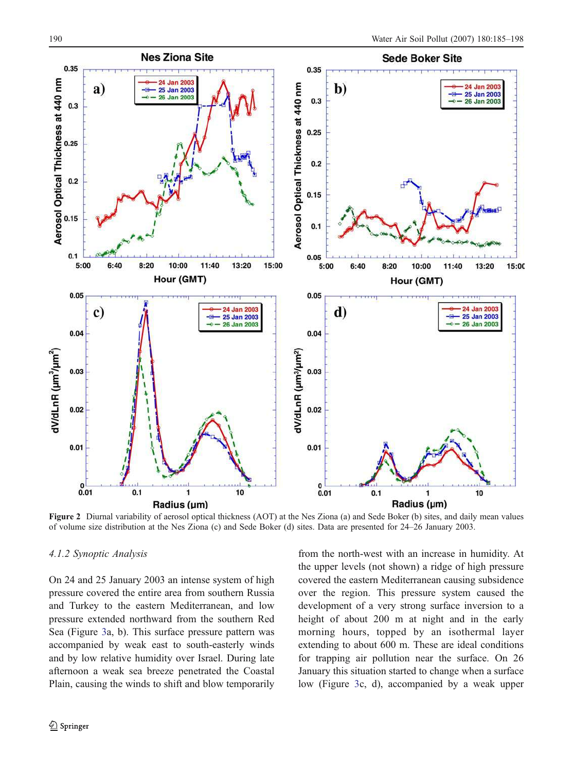**Figure 2** Diurnal variability of aerosol optical thickness (AOT) at the Nes Ziona (a) and Sede Boker (b) sites, and daily mean values of volume size distribution at the Nes Ziona (c) and Sede Boker (d) sites. Data are presented for 24–26 January 2003.

### 4.1.2 Synoptic Analysis

On 24 and 25 January 2003 an intense system of high pressure covered the entire area from southern Russia and Turkey to the eastern Mediterranean, and low pressure extended northward from the southern Red Sea (Figure 3a, b). This surface pressure pattern was accompanied by weak east to south-easterly winds and by low relative humidity over Israel. During late afternoon a weak sea breeze penetrated the Coastal Plain, causing the winds to shift and blow temporarily from the north-west with an increase in humidity. At the upper levels (not shown) a ridge of high pressure covered the eastern Mediterranean causing subsidence over the region. This pressure system caused the development of a very strong surface inversion to a height of about 200 m at night and in the early morning hours, topped by an isothermal layer extending to about 600 m. These are ideal conditions for trapping air pollution near the surface. On 26 January this situation started to change when a surface low (Figure 3c, d), accompanied by a weak upper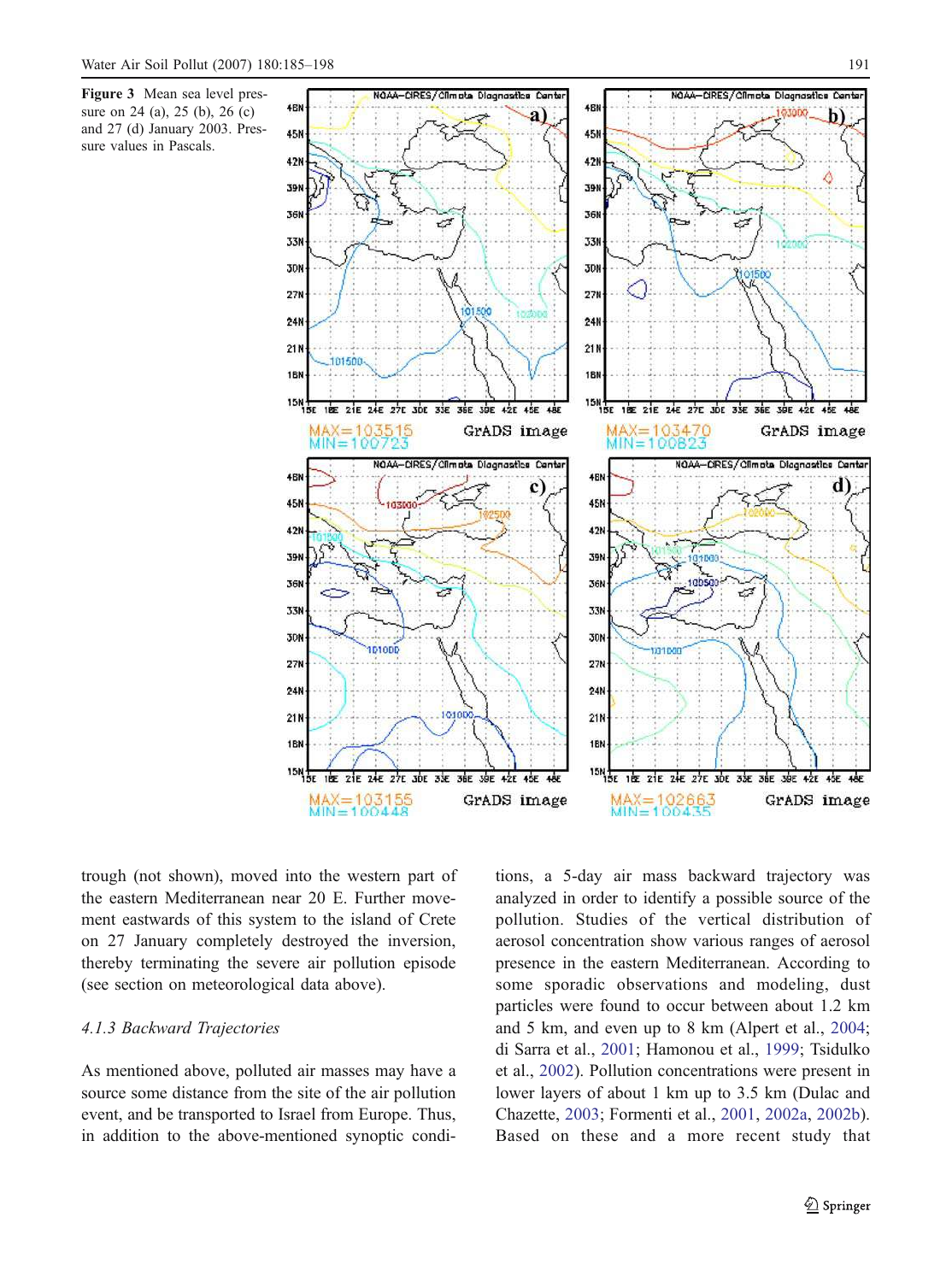Figure 3 Mean sea level pressure on 24 (a), 25 (b), 26 (c) and 27 (d) January 2003. Pressure values in Pascals.

trough (not shown), moved into the western part of the eastern Mediterranean near 20 E. Further movement eastwards of this system to the island of Crete on 27 January completely destroyed the inversion, thereby terminating the severe air pollution episode (see section on meteorological data above).

### 4.1.3 Backward Trajectories

As mentioned above, polluted air masses may have a source some distance from the site of the air pollution event, and be transported to Israel from Europe. Thus, in addition to the above-mentioned synoptic conditions, a 5-day air mass backward trajectory was analyzed in order to identify a possible source of the pollution. Studies of the vertical distribution of aerosol concentration show various ranges of aerosol presence in the eastern Mediterranean. According to some sporadic observations and modeling, dust particles were found to occur between about 1.2 km and 5 km, and even up to 8 km (Alpert et al., 2004; di Sarra et al., 2001; Hamonou et al., 1999; Tsidulko et al., 2002). Pollution concentrations were present in lower layers of about 1 km up to 3.5 km (Dulac and Chazette, 2003; Formenti et al., 2001, 2002a, 2002b). Based on these and a more recent study that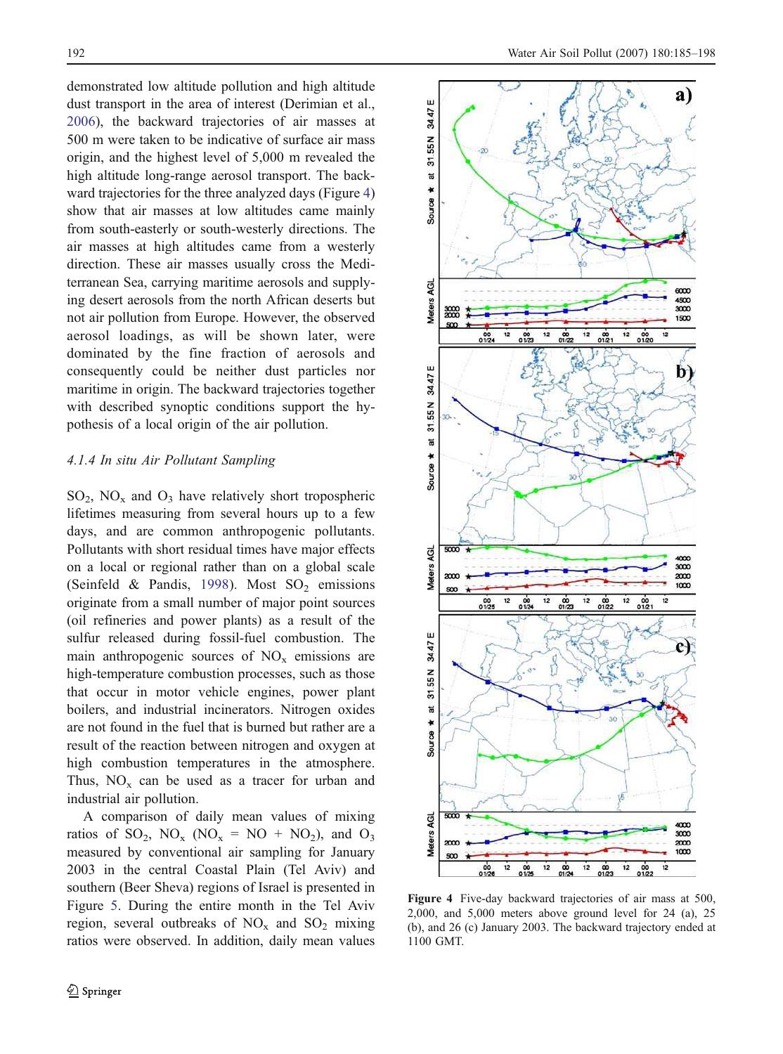demonstrated low altitude pollution and high altitude dust transport in the area of interest (Derimian et al., 2006), the backward trajectories of air masses at 500 m were taken to be indicative of surface air mass origin, and the highest level of 5,000 m revealed the high altitude long-range aerosol transport. The backward trajectories for the three analyzed days (Figure 4) show that air masses at low altitudes came mainly from south-easterly or south-westerly directions. The air masses at high altitudes came from a westerly direction. These air masses usually cross the Mediterranean Sea, carrying maritime aerosols and supplying desert aerosols from the north African deserts but not air pollution from Europe. However, the observed aerosol loadings, as will be shown later, were dominated by the fine fraction of aerosols and consequently could be neither dust particles nor maritime in origin. The backward trajectories together with described synoptic conditions support the hypothesis of a local origin of the air pollution.

#### *4.1.4 In situ Air Pollutant Sampling*

$SO_2$, $NO_x$ and $O_3$ have relatively short tropospheric lifetimes measuring from several hours up to a few days, and are common anthropogenic pollutants. Pollutants with short residual times have major effects on a local or regional rather than on a global scale (Seinfeld & Pandis, 1998). Most $SO_2$ emissions originate from a small number of major point sources (oil refineries and power plants) as a result of the sulfur released during fossil-fuel combustion. The main anthropogenic sources of $NO_x$ emissions are high-temperature combustion processes, such as those that occur in motor vehicle engines, power plant boilers, and industrial incinerators. Nitrogen oxides are not found in the fuel that is burned but rather are a result of the reaction between nitrogen and oxygen at high combustion temperatures in the atmosphere. Thus, $NO_x$ can be used as a tracer for urban and industrial air pollution.

A comparison of daily mean values of mixing ratios of $SO_2$, $NO_x$ ($NO_x$ = NO + $NO_2$), and $O_3$ measured by conventional air sampling for January 2003 in the central Coastal Plain (Tel Aviv) and southern (Beer Sheva) regions of Israel is presented in Figure 5. During the entire month in the Tel Aviv region, several outbreaks of $NO_x$ and $SO_2$ mixing ratios were observed. In addition, daily mean values

**Figure 4** Five-day backward trajectories of air mass at 500, 2,000, and 5,000 meters above ground level for 24 (a), 25 (b), and 26 (c) January 2003. The backward trajectory ended at 1100 GMT.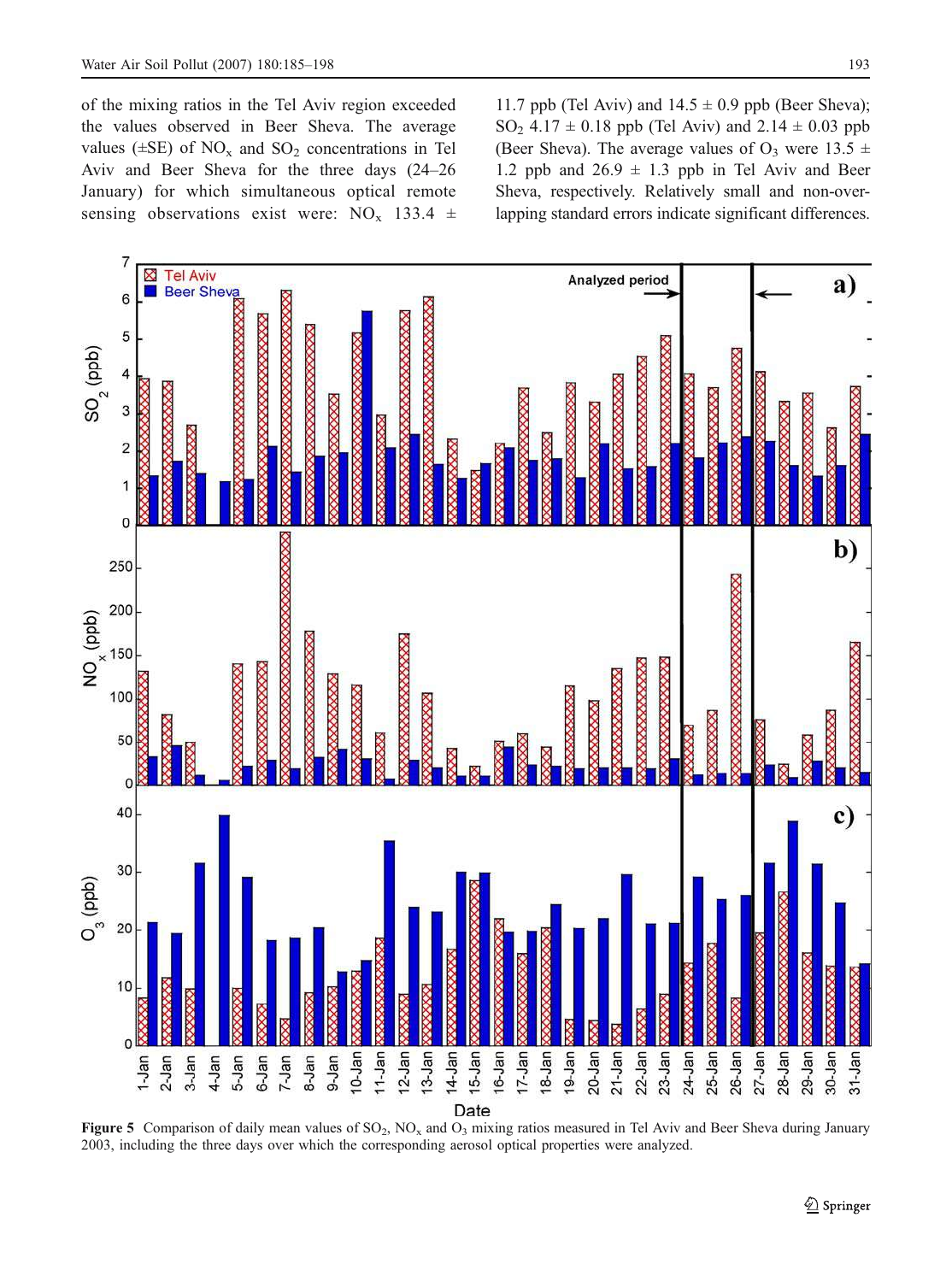of the mixing ratios in the Tel Aviv region exceeded the values observed in Beer Sheva. The average values (±SE) of $NO_x$ and $SO_2$ concentrations in Tel Aviv and Beer Sheva for the three days (24–26 January) for which simultaneous optical remote sensing observations exist were: $NO_x$ 133.4 ± 11.7 ppb (Tel Aviv) and 14.5 ± 0.9 ppb (Beer Sheva); $SO_2$ 4.17 ± 0.18 ppb (Tel Aviv) and 2.14 ± 0.03 ppb (Beer Sheva). The average values of $O_3$ were 13.5 ± 1.2 ppb and 26.9 ± 1.3 ppb in Tel Aviv and Beer Sheva, respectively. Relatively small and non-overlapping standard errors indicate significant differences.

**Figure 5** Comparison of daily mean values of $SO_2$, $NO_x$ and $O_3$ mixing ratios measured in Tel Aviv and Beer Sheva during January 2003, including the three days over which the corresponding aerosol optical properties were analyzed.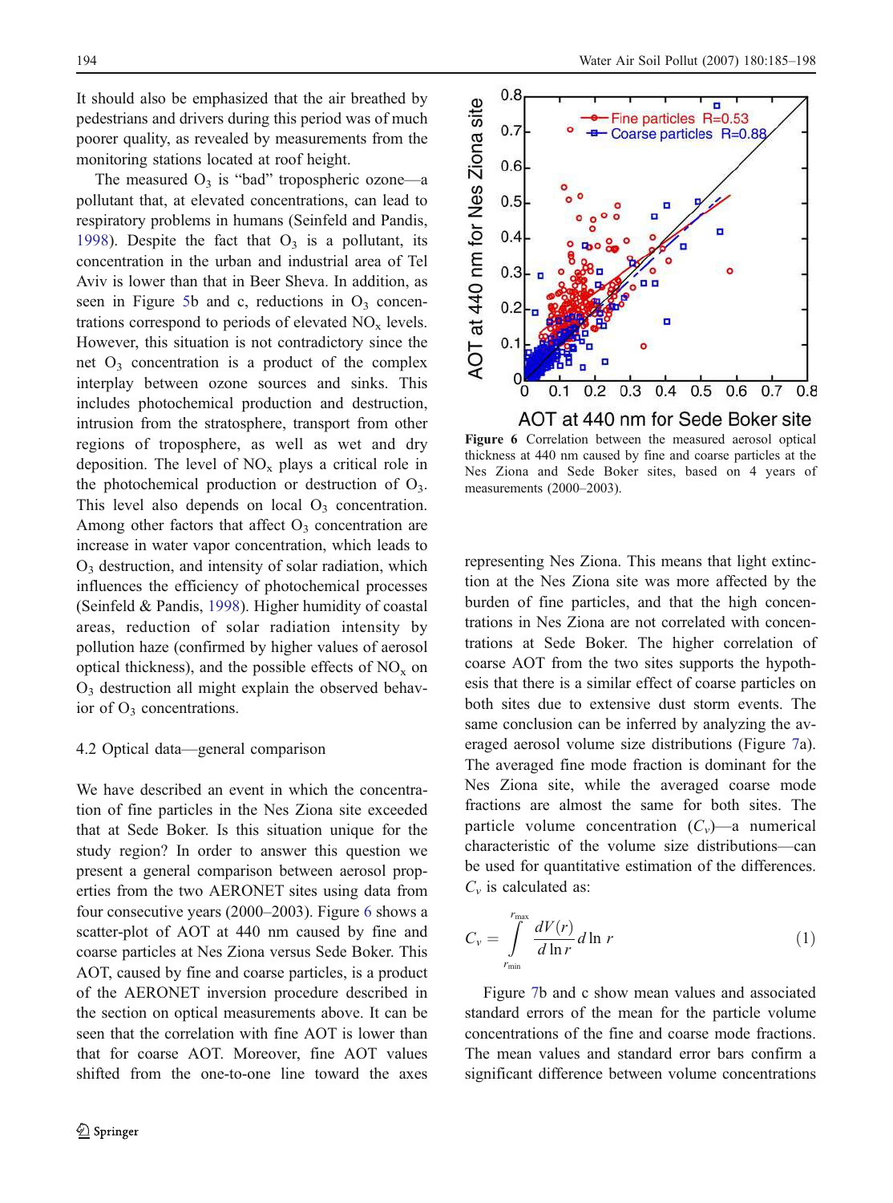It should also be emphasized that the air breathed by pedestrians and drivers during this period was of much poorer quality, as revealed by measurements from the monitoring stations located at roof height.

The measured $O_3$ is "bad" tropospheric ozone—a pollutant that, at elevated concentrations, can lead to respiratory problems in humans (Seinfeld and Pandis, 1998). Despite the fact that $O_3$ is a pollutant, its concentration in the urban and industrial area of Tel Aviv is lower than that in Beer Sheva. In addition, as seen in Figure 5b and c, reductions in $O_3$ concentrations correspond to periods of elevated $NO_x$ levels. However, this situation is not contradictory since the net $O_3$ concentration is a product of the complex interplay between ozone sources and sinks. This includes photochemical production and destruction, intrusion from the stratosphere, transport from other regions of troposphere, as well as wet and dry deposition. The level of $NO_x$ plays a critical role in the photochemical production or destruction of $O_3$. This level also depends on local $O_3$ concentration. Among other factors that affect $O_3$ concentration are increase in water vapor concentration, which leads to $O_3$ destruction, and intensity of solar radiation, which influences the efficiency of photochemical processes (Seinfeld & Pandis, 1998). Higher humidity of coastal areas, reduction of solar radiation intensity by pollution haze (confirmed by higher values of aerosol optical thickness), and the possible effects of $NO_x$ on $O_3$ destruction all might explain the observed behavior of $O_3$ concentrations.

### 4.2 Optical data—general comparison

We have described an event in which the concentration of fine particles in the Nes Ziona site exceeded that at Sede Boker. Is this situation unique for the study region? In order to answer this question we present a general comparison between aerosol properties from the two AERONET sites using data from four consecutive years (2000–2003). Figure 6 shows a scatter-plot of AOT at 440 nm caused by fine and coarse particles at Nes Ziona versus Sede Boker. This AOT, caused by fine and coarse particles, is a product of the AERONET inversion procedure described in the section on optical measurements above. It can be seen that the correlation with fine AOT is lower than that for coarse AOT. Moreover, fine AOT values shifted from the one-to-one line toward the axes representing Nes Ziona. This means that light extinction at the Nes Ziona site was more affected by the burden of fine particles, and that the high concentrations in Nes Ziona are not correlated with concentrations at Sede Boker. The higher correlation of coarse AOT from the two sites supports the hypothesis that there is a similar effect of coarse particles on both sites due to extensive dust storm events. The same conclusion can be inferred by analyzing the averaged aerosol volume size distributions (Figure 7a). The averaged fine mode fraction is dominant for the Nes Ziona site, while the averaged coarse mode fractions are almost the same for both sites. The particle volume concentration ($C_v$)—a numerical characteristic of the volume size distributions—can be used for quantitative estimation of the differences. $C_v$ is calculated as:

**Figure 6** Correlation between the measured aerosol optical thickness at 440 nm caused by fine and coarse particles at the Nes Ziona and Sede Boker sites, based on 4 years of measurements (2000–2003).

$$C_v = \int_{r_{\min}}^{r_{\max}} \frac{dV(r)}{d\ln r} d\ln r \tag{1}$$

Figure 7b and c show mean values and associated standard errors of the mean for the particle volume concentrations of the fine and coarse mode fractions. The mean values and standard error bars confirm a significant difference between volume concentrations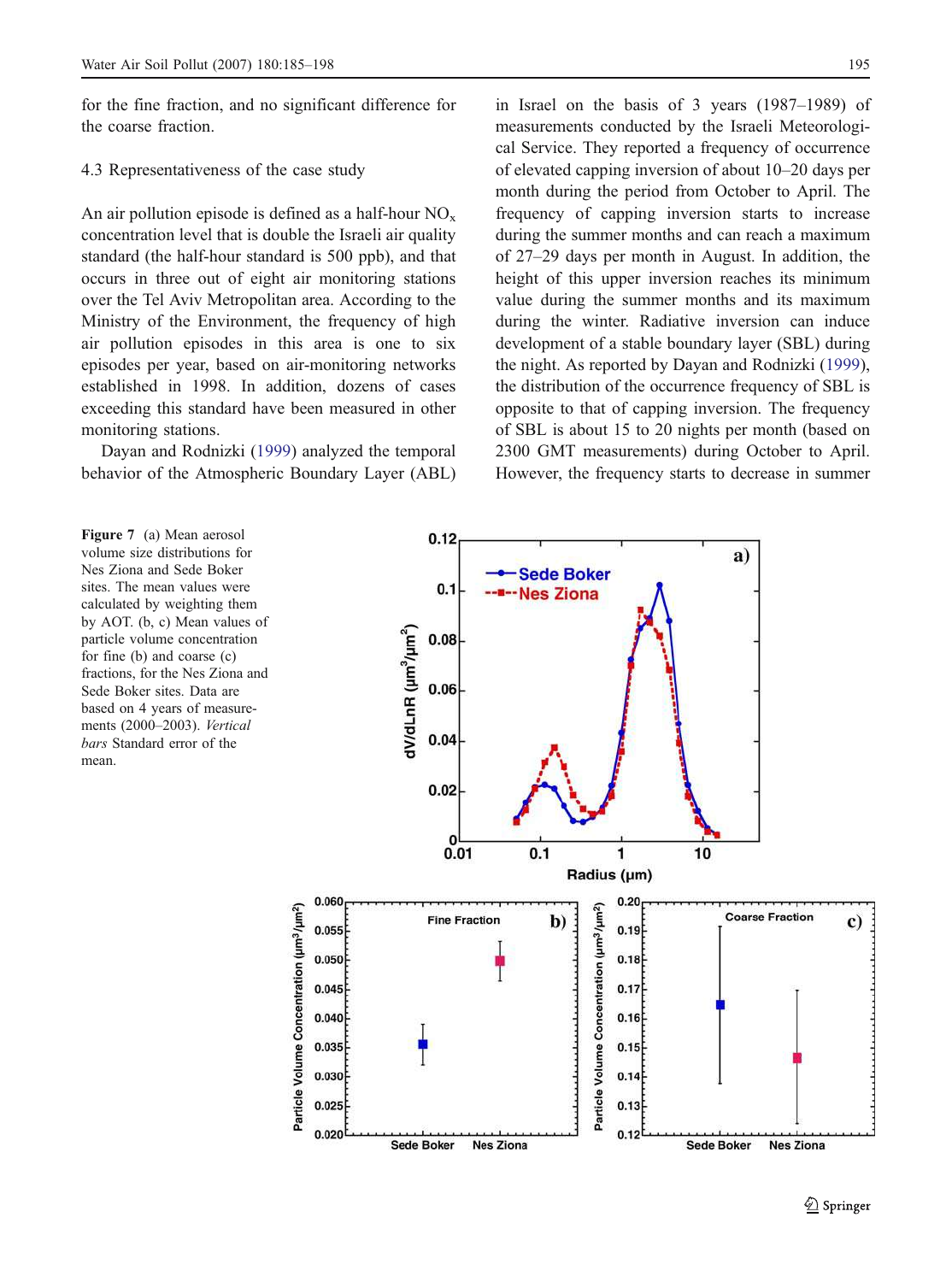for the fine fraction, and no significant difference for the coarse fraction.

### 4.3 Representativeness of the case study

An air pollution episode is defined as a half-hour $NO_x$ concentration level that is double the Israeli air quality standard (the half-hour standard is 500 ppb), and that occurs in three out of eight air monitoring stations over the Tel Aviv Metropolitan area. According to the Ministry of the Environment, the frequency of high air pollution episodes in this area is one to six episodes per year, based on air-monitoring networks established in 1998. In addition, dozens of cases exceeding this standard have been measured in other monitoring stations.

Dayan and Rodnizki (1999) analyzed the temporal behavior of the Atmospheric Boundary Layer (ABL) in Israel on the basis of 3 years (1987–1989) of measurements conducted by the Israeli Meteorological Service. They reported a frequency of occurrence of elevated capping inversion of about 10–20 days per month during the period from October to April. The frequency of capping inversion starts to increase during the summer months and can reach a maximum of 27–29 days per month in August. In addition, the height of this upper inversion reaches its minimum value during the summer months and its maximum during the winter. Radiative inversion can induce development of a stable boundary layer (SBL) during the night. As reported by Dayan and Rodnizki (1999), the distribution of the occurrence frequency of SBL is opposite to that of capping inversion. The frequency of SBL is about 15 to 20 nights per month (based on 2300 GMT measurements) during October to April. However, the frequency starts to decrease in summer

**Figure 7** (a) Mean aerosol volume size distributions for Nes Ziona and Sede Boker sites. The mean values were calculated by weighting them by AOT. (b, c) Mean values of particle volume concentration for fine (b) and coarse (c) fractions, for the Nes Ziona and Sede Boker sites. Data are based on 4 years of measurements (2000–2003). *Vertical bars* Standard error of the mean.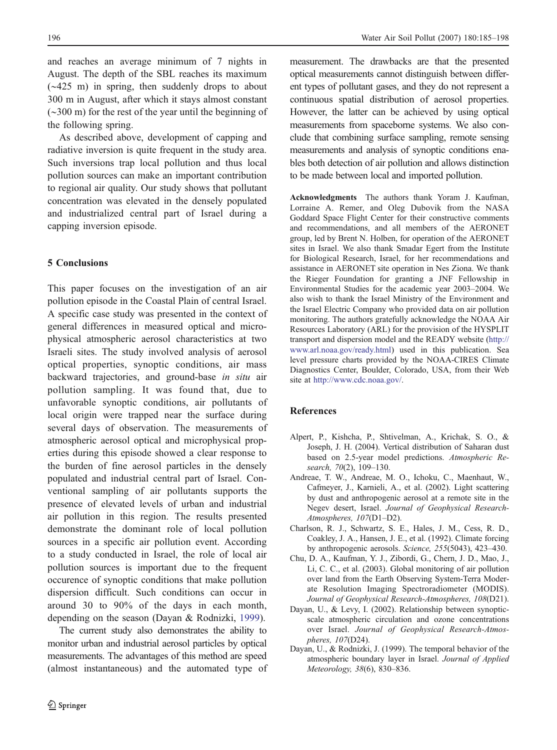and reaches an average minimum of 7 nights in August. The depth of the SBL reaches its maximum (~425 m) in spring, then suddenly drops to about 300 m in August, after which it stays almost constant (~300 m) for the rest of the year until the beginning of the following spring.

As described above, development of capping and radiative inversion is quite frequent in the study area. Such inversions trap local pollution and thus local pollution sources can make an important contribution to regional air quality. Our study shows that pollutant concentration was elevated in the densely populated and industrialized central part of Israel during a capping inversion episode.

## 5 Conclusions

This paper focuses on the investigation of an air pollution episode in the Coastal Plain of central Israel. A specific case study was presented in the context of general differences in measured optical and microphysical atmospheric aerosol characteristics at two Israeli sites. The study involved analysis of aerosol optical properties, synoptic conditions, air mass backward trajectories, and ground-base *in situ* air pollution sampling. It was found that, due to unfavorable synoptic conditions, air pollutants of local origin were trapped near the surface during several days of observation. The measurements of atmospheric aerosol optical and microphysical properties during this episode showed a clear response to the burden of fine aerosol particles in the densely populated and industrial central part of Israel. Conventional sampling of air pollutants supports the presence of elevated levels of urban and industrial air pollution in this region. The results presented demonstrate the dominant role of local pollution sources in a specific air pollution event. According to a study conducted in Israel, the role of local air pollution sources is important due to the frequent occurence of synoptic conditions that make pollution dispersion difficult. Such conditions can occur in around 30 to 90% of the days in each month, depending on the season (Dayan & Rodnizki, 1999).

The current study also demonstrates the ability to monitor urban and industrial aerosol particles by optical measurements. The advantages of this method are speed (almost instantaneous) and the automated type of measurement. The drawbacks are that the presented optical measurements cannot distinguish between different types of pollutant gases, and they do not represent a continuous spatial distribution of aerosol properties. However, the latter can be achieved by using optical measurements from spaceborne systems. We also conclude that combining surface sampling, remote sensing measurements and analysis of synoptic conditions enables both detection of air pollution and allows distinction to be made between local and imported pollution.

**Acknowledgments** The authors thank Yoram J. Kaufman, Lorraine A. Remer, and Oleg Dubovik from the NASA Goddard Space Flight Center for their constructive comments and recommendations, and all members of the AERONET group, led by Brent N. Holben, for operation of the AERONET sites in Israel. We also thank Smadar Egert from the Institute for Biological Research, Israel, for her recommendations and assistance in AERONET site operation in Nes Ziona. We thank the Rieger Foundation for granting a JNF Fellowship in Environmental Studies for the academic year 2003–2004. We also wish to thank the Israel Ministry of the Environment and the Israel Electric Company who provided data on air pollution monitoring. The authors gratefully acknowledge the NOAA Air Resources Laboratory (ARL) for the provision of the HYSPLIT transport and dispersion model and the READY website (http://www.arl.noaa.gov/ready.html) used in this publication. Sea level pressure charts provided by the NOAA-CIRES Climate Diagnostics Center, Boulder, Colorado, USA, from their Web site at http://www.cdc.noaa.gov/.

## References

Alpert, P., Kishcha, P., Shtivelman, A., Krichak, S. O., & Joseph, J. H. (2004). Vertical distribution of Saharan dust based on 2.5-year model predictions. *Atmospheric Research, 70*(2), 109–130.

Andreae, T. W., Andreae, M. O., Ichoku, C., Maenhaut, W., Cafmeyer, J., Karnieli, A., et al. (2002). Light scattering by dust and anthropogenic aerosol at a remote site in the Negev desert, Israel. *Journal of Geophysical Research-Atmospheres, 107*(D1–D2).

Charlson, R. J., Schwartz, S. E., Hales, J. M., Cess, R. D., Coakley, J. A., Hansen, J. E., et al. (1992). Climate forcing by anthropogenic aerosols. *Science, 255*(5043), 423–430.

Chu, D. A., Kaufman, Y. J., Zibordi, G., Chern, J. D., Mao, J., Li, C. C., et al. (2003). Global monitoring of air pollution over land from the Earth Observing System-Terra Moderate Resolution Imaging Spectroradiometer (MODIS). *Journal of Geophysical Research-Atmospheres, 108*(D21).

Dayan, U., & Levy, I. (2002). Relationship between synoptic-scale atmospheric circulation and ozone concentrations over Israel. *Journal of Geophysical Research-Atmospheres, 107*(D24).

Dayan, U., & Rodnizki, J. (1999). The temporal behavior of the atmospheric boundary layer in Israel. *Journal of Applied Meteorology, 38*(6), 830–836.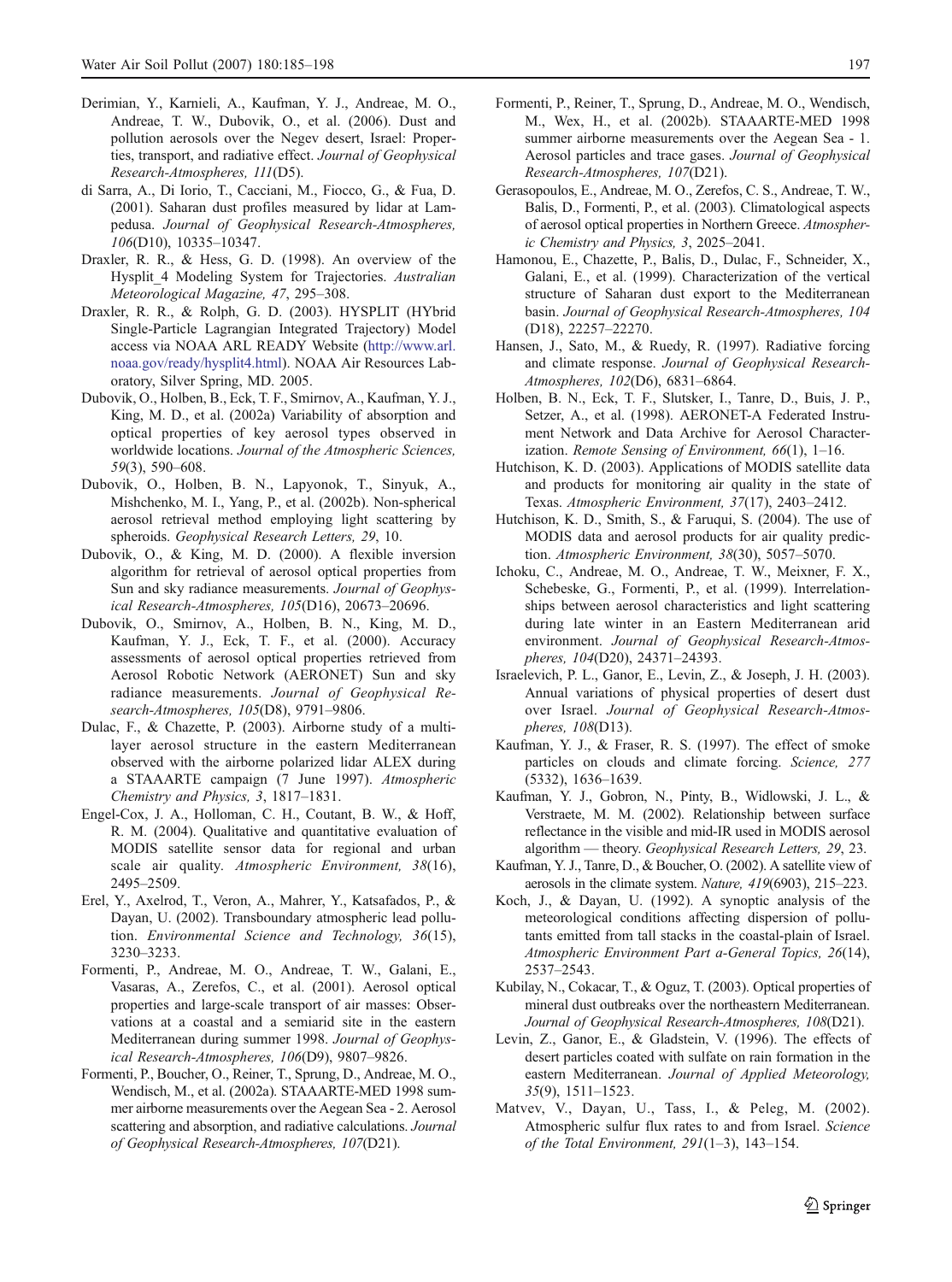Derimian, Y., Karnieli, A., Kaufman, Y. J., Andreae, M. O., Andreae, T. W., Dubovik, O., et al. (2006). Dust and pollution aerosols over the Negev desert, Israel: Properties, transport, and radiative effect. *Journal of Geophysical Research-Atmospheres, 111*(D5).

di Sarra, A., Di Iorio, T., Cacciani, M., Fiocco, G., & Fua, D. (2001). Saharan dust profiles measured by lidar at Lampedusa. *Journal of Geophysical Research-Atmospheres, 106*(D10), 10335–10347.

Draxler, R. R., & Hess, G. D. (1998). An overview of the Hysplit_4 Modeling System for Trajectories. *Australian Meteorological Magazine, 47*, 295–308.

Draxler, R. R., & Rolph, G. D. (2003). HYSPLIT (HYbrid Single-Particle Lagrangian Integrated Trajectory) Model access via NOAA ARL READY Website (http://www.arl.noaa.gov/ready/hysplit4.html). NOAA Air Resources Laboratory, Silver Spring, MD. 2005.

Dubovik, O., Holben, B., Eck, T. F., Smirnov, A., Kaufman, Y. J., King, M. D., et al. (2002a) Variability of absorption and optical properties of key aerosol types observed in worldwide locations. *Journal of the Atmospheric Sciences, 59*(3), 590–608.

Dubovik, O., Holben, B. N., Lapyonok, T., Sinyuk, A., Mishchenko, M. I., Yang, P., et al. (2002b). Non-spherical aerosol retrieval method employing light scattering by spheroids. *Geophysical Research Letters, 29*, 10.

Dubovik, O., & King, M. D. (2000). A flexible inversion algorithm for retrieval of aerosol optical properties from Sun and sky radiance measurements. *Journal of Geophysical Research-Atmospheres, 105*(D16), 20673–20696.

Dubovik, O., Smirnov, A., Holben, B. N., King, M. D., Kaufman, Y. J., Eck, T. F., et al. (2000). Accuracy assessments of aerosol optical properties retrieved from Aerosol Robotic Network (AERONET) Sun and sky radiance measurements. *Journal of Geophysical Research-Atmospheres, 105*(D8), 9791–9806.

Dulac, F., & Chazette, P. (2003). Airborne study of a multi-layer aerosol structure in the eastern Mediterranean observed with the airborne polarized lidar ALEX during a STAAARTE campaign (7 June 1997). *Atmospheric Chemistry and Physics, 3*, 1817–1831.

Engel-Cox, J. A., Holloman, C. H., Coutant, B. W., & Hoff, R. M. (2004). Qualitative and quantitative evaluation of MODIS satellite sensor data for regional and urban scale air quality. *Atmospheric Environment, 38*(16), 2495–2509.

Erel, Y., Axelrod, T., Veron, A., Mahrer, Y., Katsafados, P., & Dayan, U. (2002). Transboundary atmospheric lead pollution. *Environmental Science and Technology, 36*(15), 3230–3233.

Formenti, P., Andreae, M. O., Andreae, T. W., Galani, E., Vasaras, A., Zerefos, C., et al. (2001). Aerosol optical properties and large-scale transport of air masses: Observations at a coastal and a semiarid site in the eastern Mediterranean during summer 1998. *Journal of Geophysical Research-Atmospheres, 106*(D9), 9807–9826.

Formenti, P., Boucher, O., Reiner, T., Sprung, D., Andreae, M. O., Wendisch, M., et al. (2002a). STAAARTE-MED 1998 summer airborne measurements over the Aegean Sea - 2. Aerosol scattering and absorption, and radiative calculations. *Journal of Geophysical Research-Atmospheres, 107*(D21).

Formenti, P., Reiner, T., Sprung, D., Andreae, M. O., Wendisch, M., Wex, H., et al. (2002b). STAAARTE-MED 1998 summer airborne measurements over the Aegean Sea - 1. Aerosol particles and trace gases. *Journal of Geophysical Research-Atmospheres, 107*(D21).

Gerasopoulos, E., Andreae, M. O., Zerefos, C. S., Andreae, T. W., Balis, D., Formenti, P., et al. (2003). Climatological aspects of aerosol optical properties in Northern Greece. *Atmospheric Chemistry and Physics, 3*, 2025–2041.

Hamonou, E., Chazette, P., Balis, D., Dulac, F., Schneider, X., Galani, E., et al. (1999). Characterization of the vertical structure of Saharan dust export to the Mediterranean basin. *Journal of Geophysical Research-Atmospheres, 104* (D18), 22257–22270.

Hansen, J., Sato, M., & Ruedy, R. (1997). Radiative forcing and climate response. *Journal of Geophysical Research-Atmospheres, 102*(D6), 6831–6864.

Holben, B. N., Eck, T. F., Slutsker, I., Tanre, D., Buis, J. P., Setzer, A., et al. (1998). AERONET-A Federated Instrument Network and Data Archive for Aerosol Characterization. *Remote Sensing of Environment, 66*(1), 1–16.

Hutchison, K. D. (2003). Applications of MODIS satellite data and products for monitoring air quality in the state of Texas. *Atmospheric Environment, 37*(17), 2403–2412.

Hutchison, K. D., Smith, S., & Faruqui, S. (2004). The use of MODIS data and aerosol products for air quality prediction. *Atmospheric Environment, 38*(30), 5057–5070.

Ichoku, C., Andreae, M. O., Andreae, T. W., Meixner, F. X., Schebeske, G., Formenti, P., et al. (1999). Interrelationships between aerosol characteristics and light scattering during late winter in an Eastern Mediterranean arid environment. *Journal of Geophysical Research-Atmospheres, 104*(D20), 24371–24393.

Israelevich, P. L., Ganor, E., Levin, Z., & Joseph, J. H. (2003). Annual variations of physical properties of desert dust over Israel. *Journal of Geophysical Research-Atmospheres, 108*(D13).

Kaufman, Y. J., & Fraser, R. S. (1997). The effect of smoke particles on clouds and climate forcing. *Science, 277* (5332), 1636–1639.

Kaufman, Y. J., Gobron, N., Pinty, B., Widlowski, J. L., & Verstraete, M. M. (2002). Relationship between surface reflectance in the visible and mid-IR used in MODIS aerosol algorithm — theory. *Geophysical Research Letters, 29*, 23.

Kaufman, Y. J., Tanre, D., & Boucher, O. (2002). A satellite view of aerosols in the climate system. *Nature, 419*(6903), 215–223.

Koch, J., & Dayan, U. (1992). A synoptic analysis of the meteorological conditions affecting dispersion of pollutants emitted from tall stacks in the coastal-plain of Israel. *Atmospheric Environment Part a-General Topics, 26*(14), 2537–2543.

Kubilay, N., Cokacar, T., & Oguz, T. (2003). Optical properties of mineral dust outbreaks over the northeastern Mediterranean. *Journal of Geophysical Research-Atmospheres, 108*(D21).

Levin, Z., Ganor, E., & Gladstein, V. (1996). The effects of desert particles coated with sulfate on rain formation in the eastern Mediterranean. *Journal of Applied Meteorology, 35*(9), 1511–1523.

Matvev, V., Dayan, U., Tass, I., & Peleg, M. (2002). Atmospheric sulfur flux rates to and from Israel. *Science of the Total Environment, 291*(1–3), 143–154.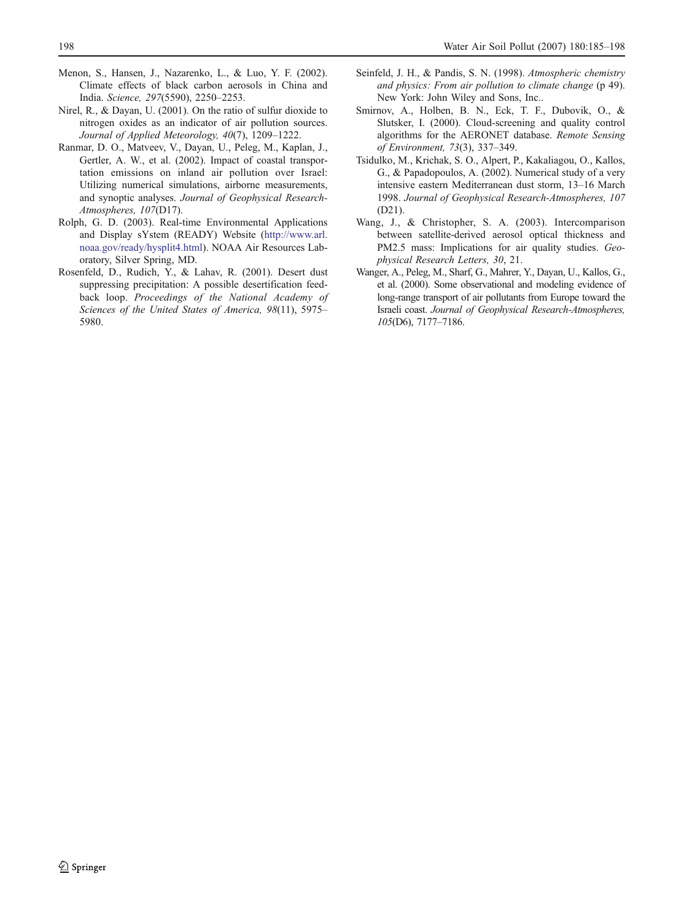Menon, S., Hansen, J., Nazarenko, L., & Luo, Y. F. (2002). Climate effects of black carbon aerosols in China and India. *Science, 297*(5590), 2250–2253.

Nirel, R., & Dayan, U. (2001). On the ratio of sulfur dioxide to nitrogen oxides as an indicator of air pollution sources. *Journal of Applied Meteorology, 40*(7), 1209–1222.

Ranmar, D. O., Matveev, V., Dayan, U., Peleg, M., Kaplan, J., Gertler, A. W., et al. (2002). Impact of coastal transportation emissions on inland air pollution over Israel: Utilizing numerical simulations, airborne measurements, and synoptic analyses. *Journal of Geophysical Research-Atmospheres, 107*(D17).

Rolph, G. D. (2003). Real-time Environmental Applications and Display sYstem (READY) Website (http://www.arl.noaa.gov/ready/hysplit4.html). NOAA Air Resources Laboratory, Silver Spring, MD.

Rosenfeld, D., Rudich, Y., & Lahav, R. (2001). Desert dust suppressing precipitation: A possible desertification feedback loop. *Proceedings of the National Academy of Sciences of the United States of America, 98*(11), 5975–5980.

Seinfeld, J. H., & Pandis, S. N. (1998). *Atmospheric chemistry and physics: From air pollution to climate change* (p 49). New York: John Wiley and Sons, Inc..

Smirnov, A., Holben, B. N., Eck, T. F., Dubovik, O., & Slutsker, I. (2000). Cloud-screening and quality control algorithms for the AERONET database. *Remote Sensing of Environment, 73*(3), 337–349.

Tsidulko, M., Krichak, S. O., Alpert, P., Kakaliagou, O., Kallos, G., & Papadopoulos, A. (2002). Numerical study of a very intensive eastern Mediterranean dust storm, 13–16 March 1998. *Journal of Geophysical Research-Atmospheres, 107* (D21).

Wang, J., & Christopher, S. A. (2003). Intercomparison between satellite-derived aerosol optical thickness and PM2.5 mass: Implications for air quality studies. *Geophysical Research Letters, 30*, 21.

Wanger, A., Peleg, M., Sharf, G., Mahrer, Y., Dayan, U., Kallos, G., et al. (2000). Some observational and modeling evidence of long-range transport of air pollutants from Europe toward the Israeli coast. *Journal of Geophysical Research-Atmospheres, 105*(D6), 7177–7186.